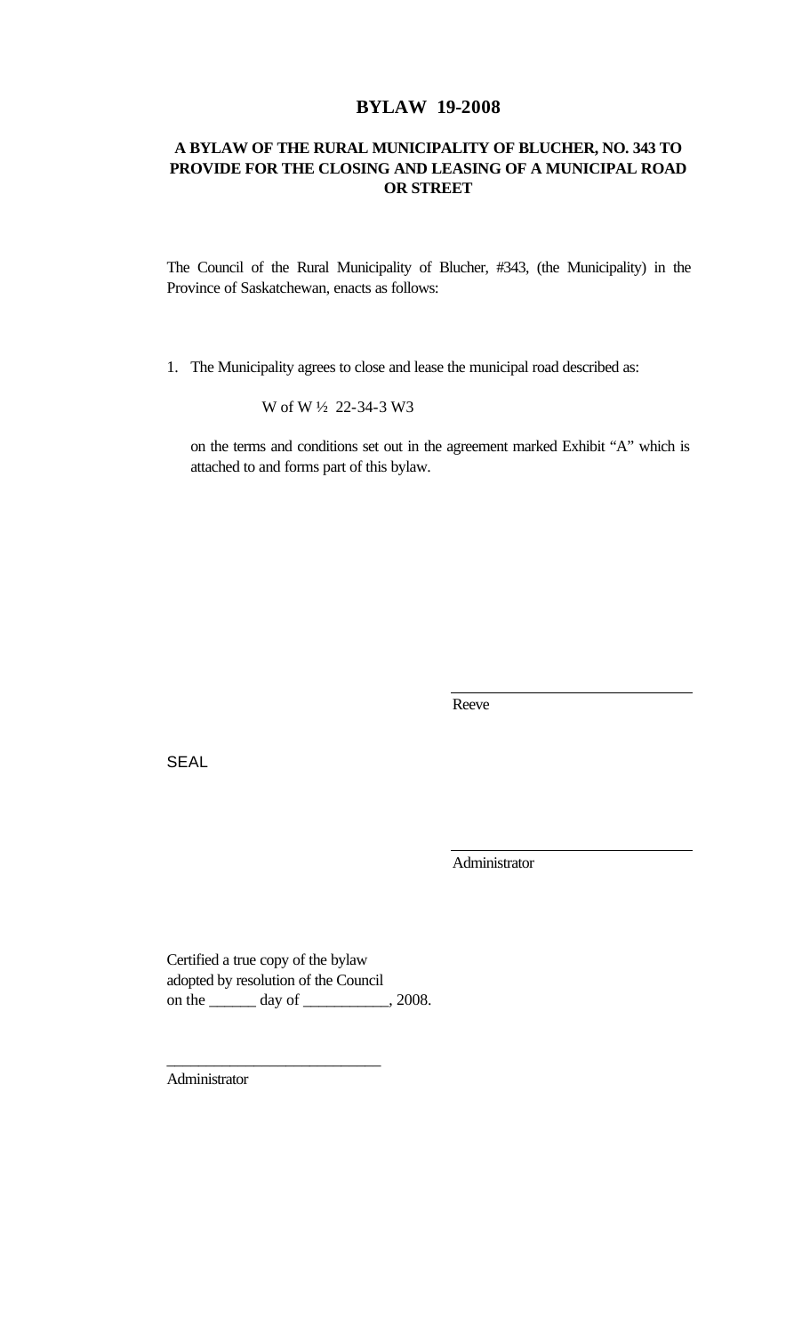# BYLAW 19-2008

## A BYLAW OF THE RURAL MUNICIPALITY OF BLUCHER, NO. 343 TO PROVIDE FOR THE CLOSING AND LEASING OF A MUNICIPAL ROAD OR STREET

The Council of the Rural Municipality of Blucher, #343, (the Municipality) in the Province of Saskatchewan, enacts as follows:

1. The Municipality agrees to close and lease the municipal road described as:

   W of W ½ 22-34-3 W3

   on the terms and conditions set out in the agreement marked Exhibit "A" which is attached to and forms part of this bylaw.

______________________________
Reeve

SEAL

______________________________
Administrator

Certified a true copy of the bylaw
adopted by resolution of the Council
on the ______ day of ___________, 2008.

___________________________
Administrator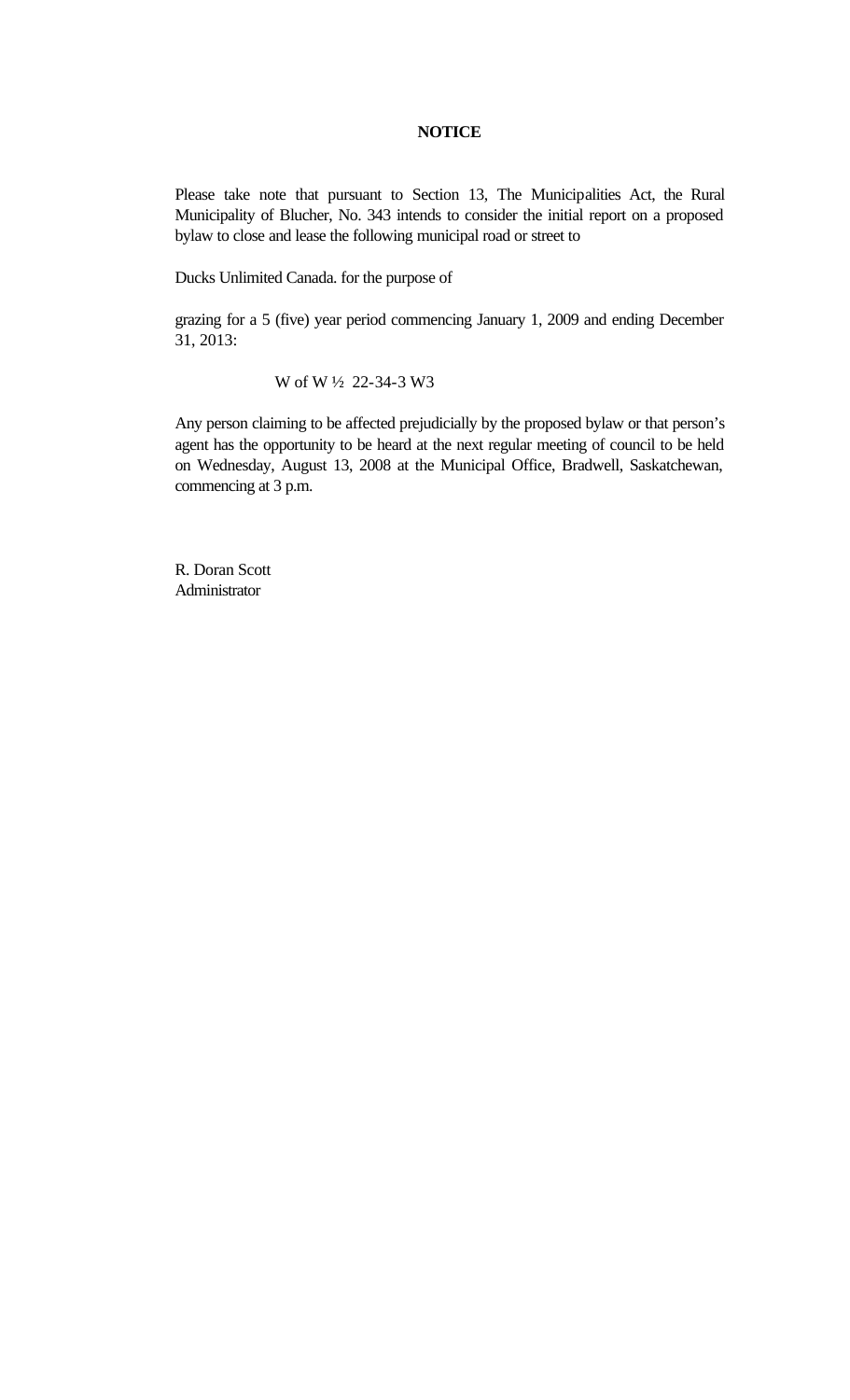**NOTICE**

Please take note that pursuant to Section 13, The Municipalities Act, the Rural Municipality of Blucher, No. 343 intends to consider the initial report on a proposed bylaw to close and lease the following municipal road or street to

Ducks Unlimited Canada. for the purpose of

grazing for a 5 (five) year period commencing January 1, 2009 and ending December 31, 2013:

W of W ½ 22-34-3 W3

Any person claiming to be affected prejudicially by the proposed bylaw or that person's agent has the opportunity to be heard at the next regular meeting of council to be held on Wednesday, August 13, 2008 at the Municipal Office, Bradwell, Saskatchewan, commencing at 3 p.m.

R. Doran Scott
Administrator